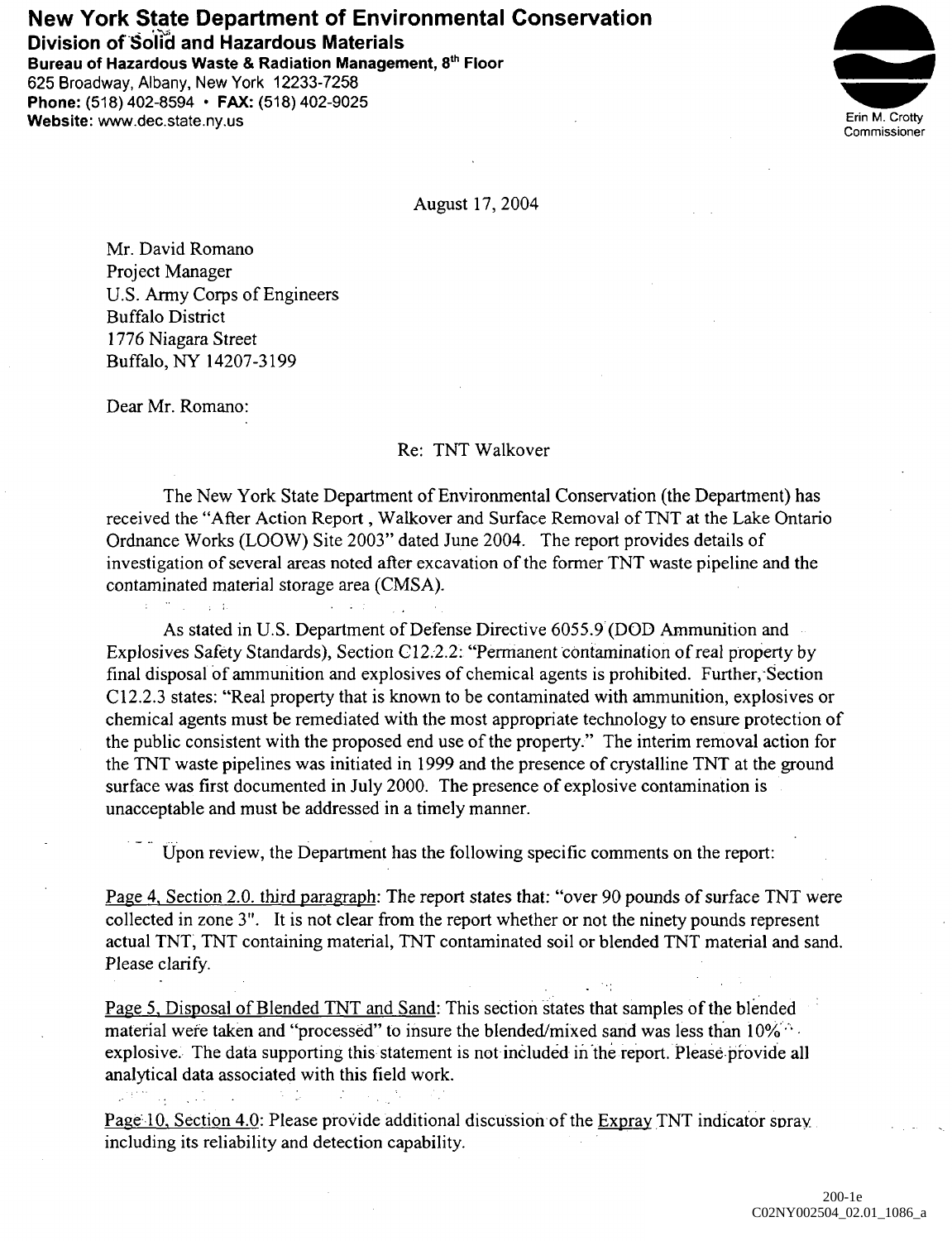**New York State Department of Environmental Conservation**
**Division of Solid and Hazardous Materials**
**Bureau of Hazardous Waste & Radiation Management, 8th Floor**
625 Broadway, Albany, New York 12233-7258
**Phone:** (518) 402-8594 • **FAX:** (518) 402-9025
**Website:** www.dec.state.ny.us

Erin M. Crotty
Commissioner

August 17, 2004

Mr. David Romano
Project Manager
U.S. Army Corps of Engineers
Buffalo District
1776 Niagara Street
Buffalo, NY 14207-3199

Dear Mr. Romano:

Re: TNT Walkover

The New York State Department of Environmental Conservation (the Department) has received the "After Action Report , Walkover and Surface Removal of TNT at the Lake Ontario Ordnance Works (LOOW) Site 2003" dated June 2004. The report provides details of investigation of several areas noted after excavation of the former TNT waste pipeline and the contaminated material storage area (CMSA).

As stated in U.S. Department of Defense Directive 6055.9 (DOD Ammunition and Explosives Safety Standards), Section C12.2.2: "Permanent contamination of real property by final disposal of ammunition and explosives of chemical agents is prohibited. Further, Section C12.2.3 states: "Real property that is known to be contaminated with ammunition, explosives or chemical agents must be remediated with the most appropriate technology to ensure protection of the public consistent with the proposed end use of the property." The interim removal action for the TNT waste pipelines was initiated in 1999 and the presence of crystalline TNT at the ground surface was first documented in July 2000. The presence of explosive contamination is unacceptable and must be addressed in a timely manner.

Upon review, the Department has the following specific comments on the report:

Page 4, Section 2.0, third paragraph: The report states that: "over 90 pounds of surface TNT were collected in zone 3". It is not clear from the report whether or not the ninety pounds represent actual TNT, TNT containing material, TNT contaminated soil or blended TNT material and sand. Please clarify.

Page 5, Disposal of Blended TNT and Sand: This section states that samples of the blended material were taken and "processed" to insure the blended/mixed sand was less than 10% explosive. The data supporting this statement is not included in the report. Please provide all analytical data associated with this field work.

Page 10, Section 4.0: Please provide additional discussion of the Expray TNT indicator spray including its reliability and detection capability.

200-1e
C02NY002504_02.01_1086_a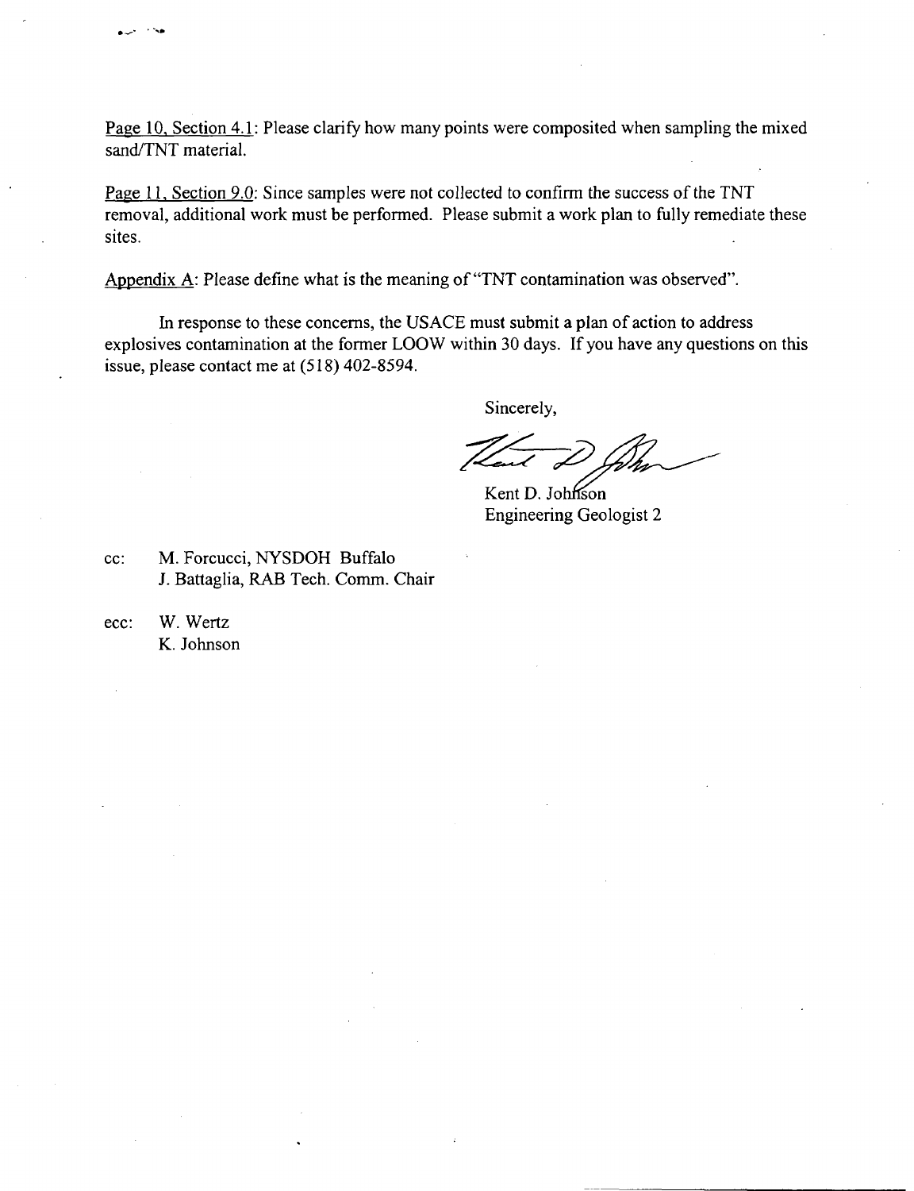Page 10, Section 4.1: Please clarify how many points were composited when sampling the mixed sand/TNT material.

Page 11, Section 9.0: Since samples were not collected to confirm the success of the TNT removal, additional work must be performed. Please submit a work plan to fully remediate these sites.

Appendix A: Please define what is the meaning of "TNT contamination was observed".

In response to these concerns, the USACE must submit a plan of action to address explosives contamination at the former LOOW within 30 days. If you have any questions on this issue, please contact me at (518) 402-8594.

Sincerely,

Kent D. Johnson
Engineering Geologist 2

cc: M. Forcucci, NYSDOH Buffalo
J. Battaglia, RAB Tech. Comm. Chair

ecc: W. Wertz
K. Johnson